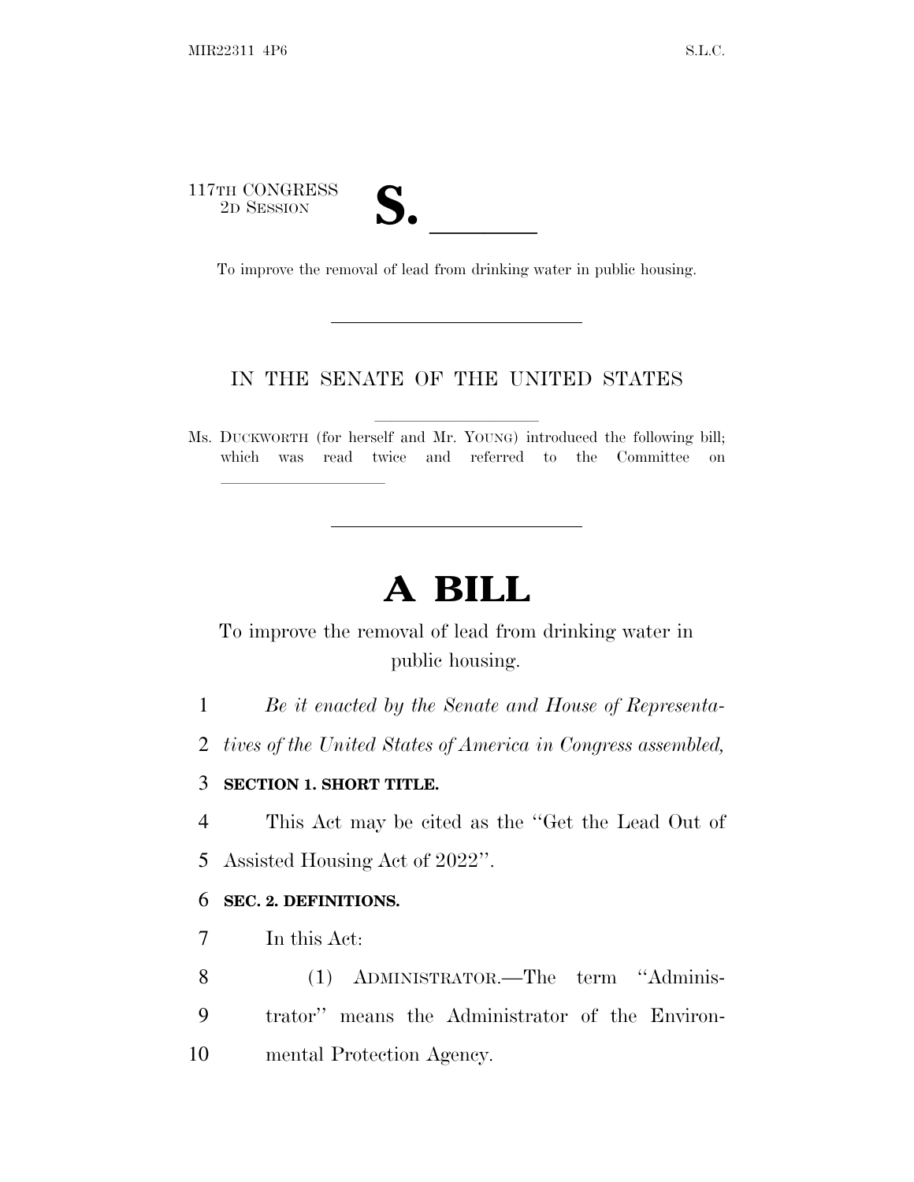117TH CONGRESS
2D SESSION

# S. \_\_\_\_\_\_

To improve the removal of lead from drinking water in public housing.

---

IN THE SENATE OF THE UNITED STATES

Ms. DUCKWORTH (for herself and Mr. YOUNG) introduced the following bill; which was read twice and referred to the Committee on \_\_\_\_\_\_\_\_\_\_\_\_\_\_\_

---

# A BILL

To improve the removal of lead from drinking water in public housing.

*Be it enacted by the Senate and House of Representatives of the United States of America in Congress assembled,*

**SECTION 1. SHORT TITLE.**

This Act may be cited as the "Get the Lead Out of Assisted Housing Act of 2022".

**SEC. 2. DEFINITIONS.**

In this Act:

(1) ADMINISTRATOR.—The term "Administrator" means the Administrator of the Environmental Protection Agency.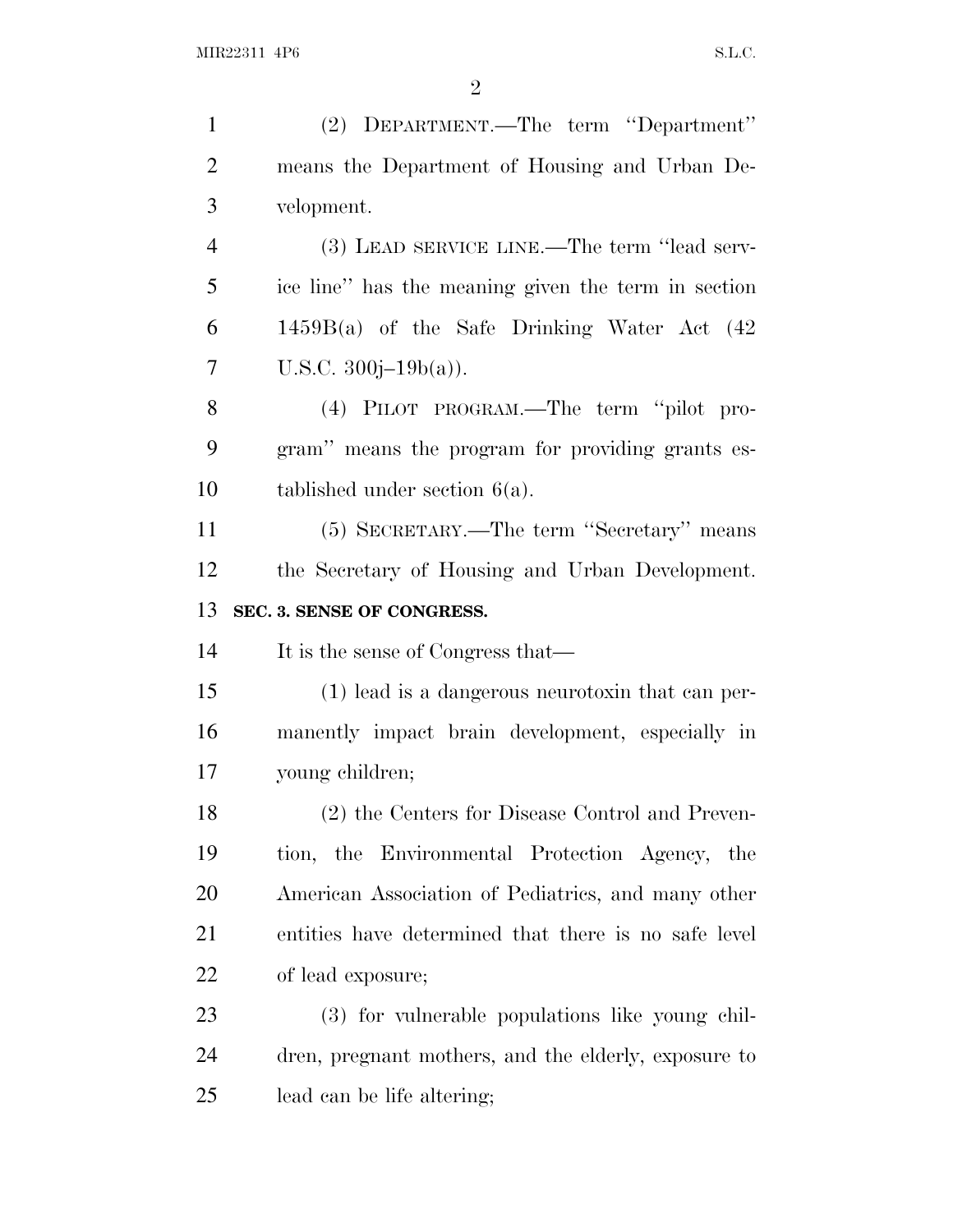(2) DEPARTMENT.—The term ''Department'' means the Department of Housing and Urban Development.

(3) LEAD SERVICE LINE.—The term ''lead service line'' has the meaning given the term in section 1459B(a) of the Safe Drinking Water Act (42 U.S.C. 300j–19b(a)).

(4) PILOT PROGRAM.—The term ''pilot program'' means the program for providing grants established under section 6(a).

(5) SECRETARY.—The term ''Secretary'' means the Secretary of Housing and Urban Development.

**SEC. 3. SENSE OF CONGRESS.**

It is the sense of Congress that—

(1) lead is a dangerous neurotoxin that can permanently impact brain development, especially in young children;

(2) the Centers for Disease Control and Prevention, the Environmental Protection Agency, the American Association of Pediatrics, and many other entities have determined that there is no safe level of lead exposure;

(3) for vulnerable populations like young children, pregnant mothers, and the elderly, exposure to lead can be life altering;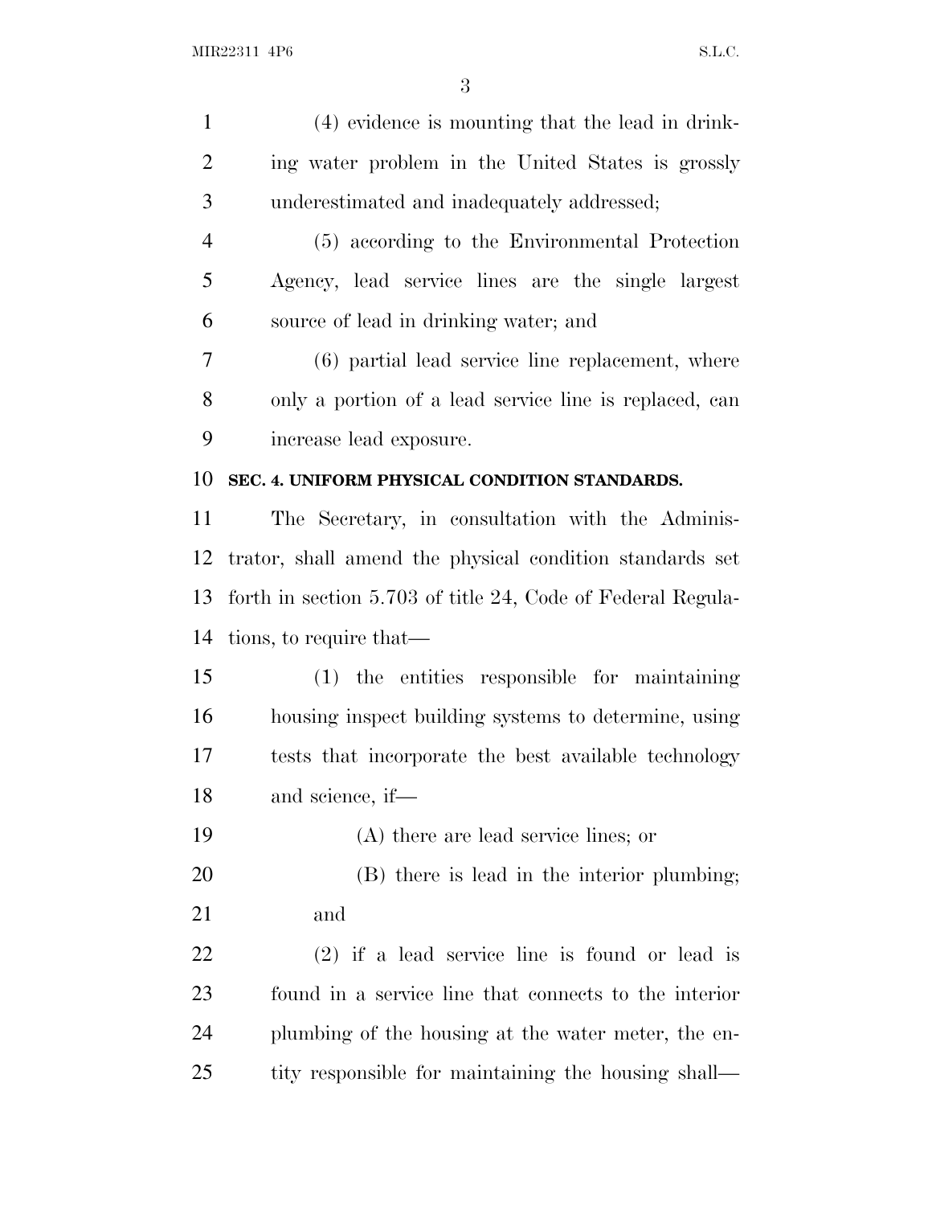(4) evidence is mounting that the lead in drinking water problem in the United States is grossly underestimated and inadequately addressed;

(5) according to the Environmental Protection Agency, lead service lines are the single largest source of lead in drinking water; and

(6) partial lead service line replacement, where only a portion of a lead service line is replaced, can increase lead exposure.

## SEC. 4. UNIFORM PHYSICAL CONDITION STANDARDS.

The Secretary, in consultation with the Administrator, shall amend the physical condition standards set forth in section 5.703 of title 24, Code of Federal Regulations, to require that—

(1) the entities responsible for maintaining housing inspect building systems to determine, using tests that incorporate the best available technology and science, if—

(A) there are lead service lines; or

(B) there is lead in the interior plumbing; and

(2) if a lead service line is found or lead is found in a service line that connects to the interior plumbing of the housing at the water meter, the entity responsible for maintaining the housing shall—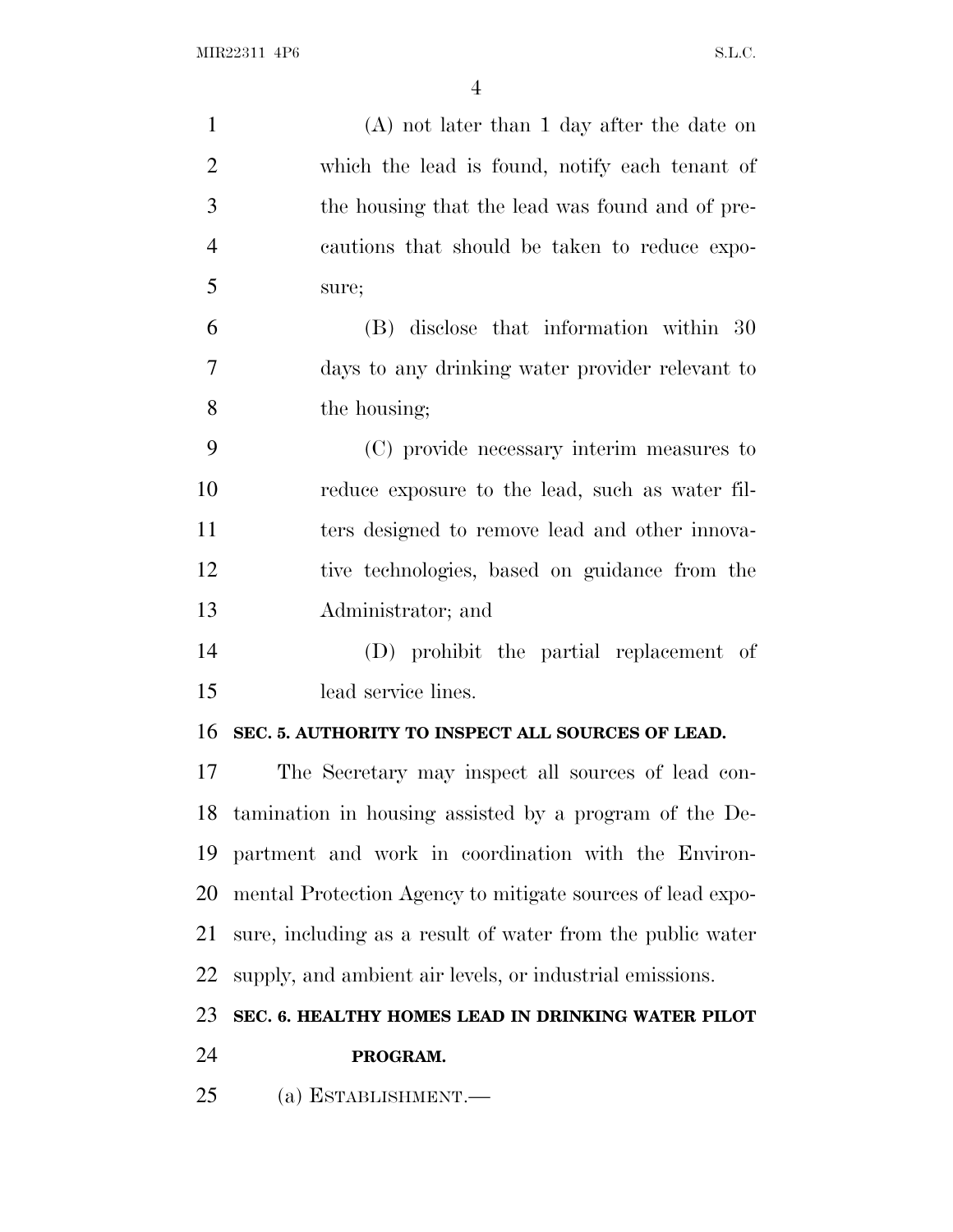(A) not later than 1 day after the date on which the lead is found, notify each tenant of the housing that the lead was found and of precautions that should be taken to reduce exposure;

(B) disclose that information within 30 days to any drinking water provider relevant to the housing;

(C) provide necessary interim measures to reduce exposure to the lead, such as water filters designed to remove lead and other innovative technologies, based on guidance from the Administrator; and

(D) prohibit the partial replacement of lead service lines.

**SEC. 5. AUTHORITY TO INSPECT ALL SOURCES OF LEAD.**

The Secretary may inspect all sources of lead contamination in housing assisted by a program of the Department and work in coordination with the Environmental Protection Agency to mitigate sources of lead exposure, including as a result of water from the public water supply, and ambient air levels, or industrial emissions.

**SEC. 6. HEALTHY HOMES LEAD IN DRINKING WATER PILOT PROGRAM.**

(a) ESTABLISHMENT.—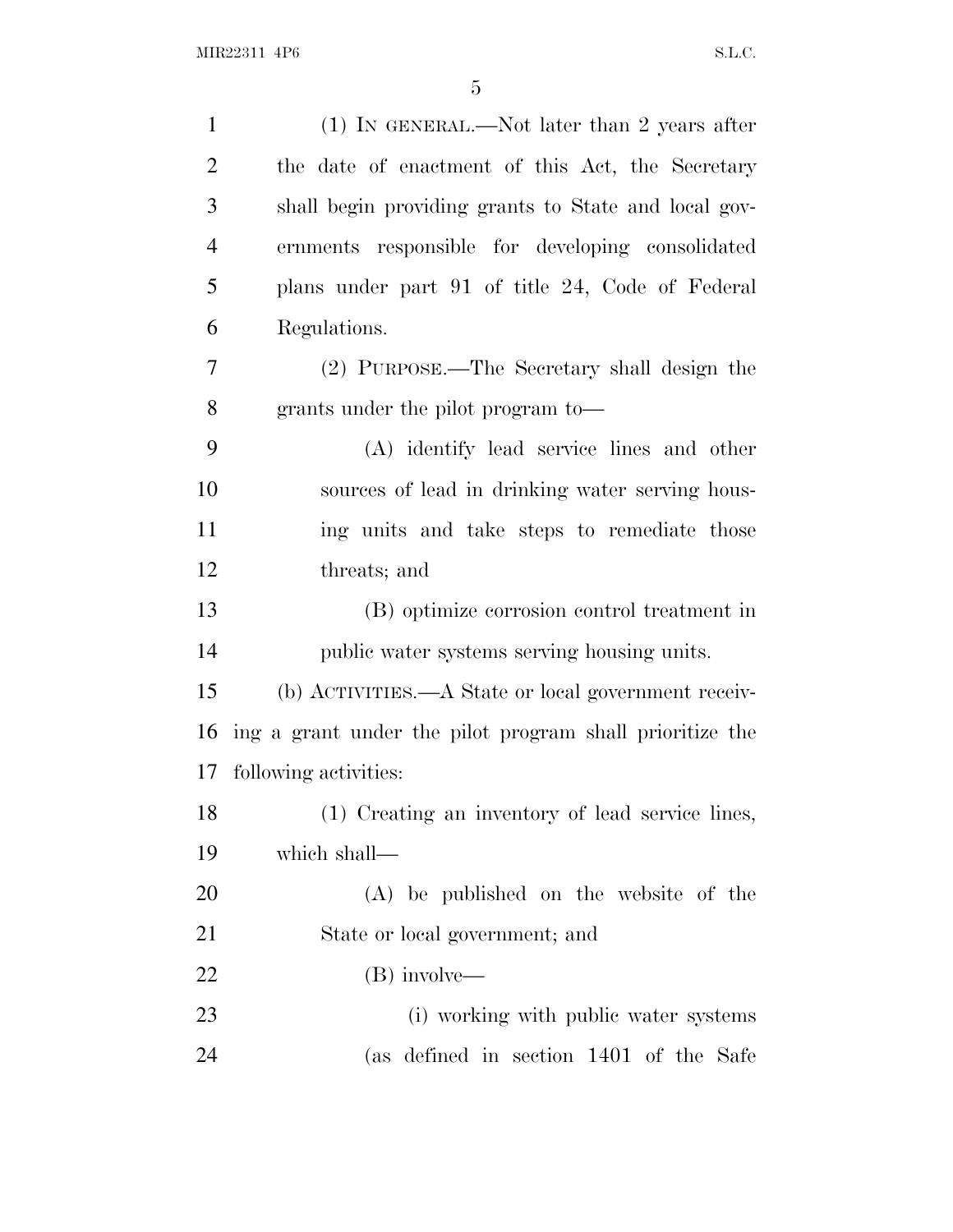(1) IN GENERAL.—Not later than 2 years after the date of enactment of this Act, the Secretary shall begin providing grants to State and local governments responsible for developing consolidated plans under part 91 of title 24, Code of Federal Regulations.

(2) PURPOSE.—The Secretary shall design the grants under the pilot program to—

(A) identify lead service lines and other sources of lead in drinking water serving housing units and take steps to remediate those threats; and

(B) optimize corrosion control treatment in public water systems serving housing units.

(b) ACTIVITIES.—A State or local government receiving a grant under the pilot program shall prioritize the following activities:

(1) Creating an inventory of lead service lines, which shall—

(A) be published on the website of the State or local government; and

(B) involve—

(i) working with public water systems (as defined in section 1401 of the Safe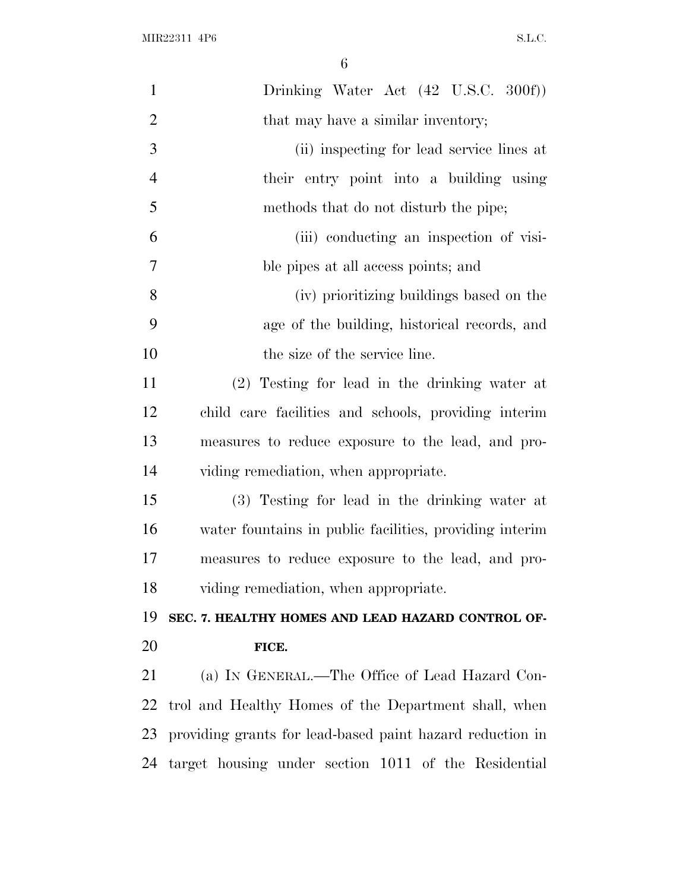Drinking Water Act (42 U.S.C. 300f)) that may have a similar inventory;

(ii) inspecting for lead service lines at their entry point into a building using methods that do not disturb the pipe;

(iii) conducting an inspection of visible pipes at all access points; and

(iv) prioritizing buildings based on the age of the building, historical records, and the size of the service line.

(2) Testing for lead in the drinking water at child care facilities and schools, providing interim measures to reduce exposure to the lead, and providing remediation, when appropriate.

(3) Testing for lead in the drinking water at water fountains in public facilities, providing interim measures to reduce exposure to the lead, and providing remediation, when appropriate.

**SEC. 7. HEALTHY HOMES AND LEAD HAZARD CONTROL OFFICE.**

(a) IN GENERAL.—The Office of Lead Hazard Control and Healthy Homes of the Department shall, when providing grants for lead-based paint hazard reduction in target housing under section 1011 of the Residential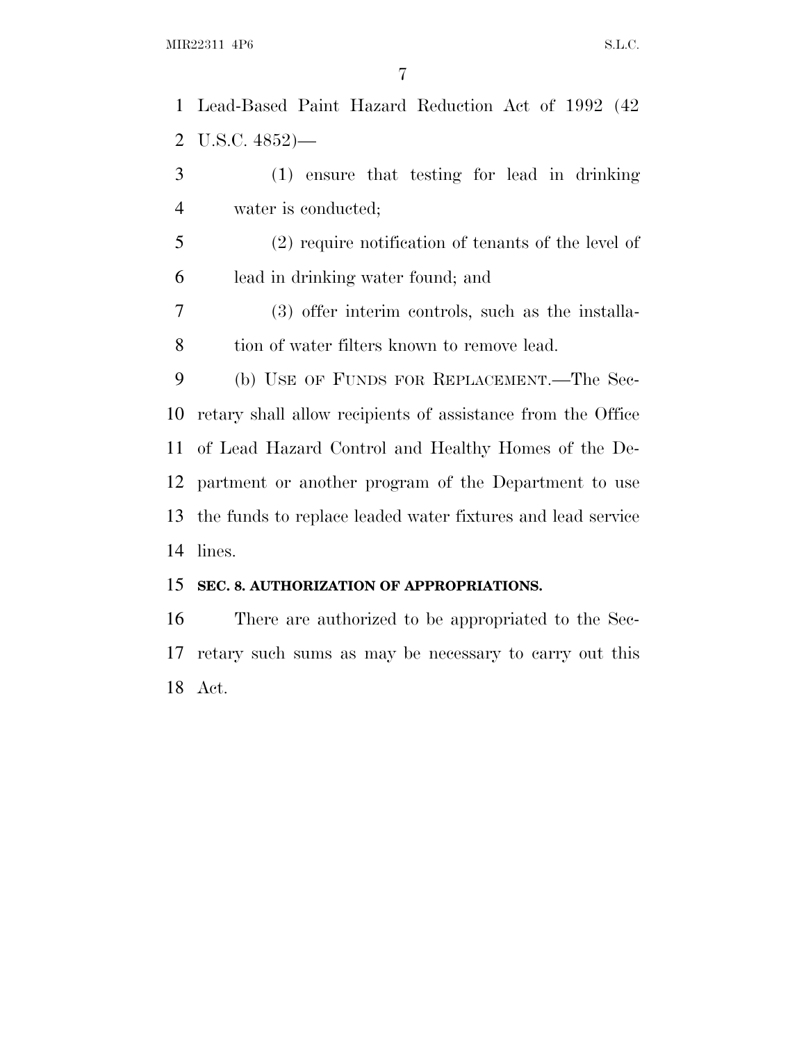Lead-Based Paint Hazard Reduction Act of 1992 (42 U.S.C. 4852)—

(1) ensure that testing for lead in drinking water is conducted;

(2) require notification of tenants of the level of lead in drinking water found; and

(3) offer interim controls, such as the installation of water filters known to remove lead.

(b) USE OF FUNDS FOR REPLACEMENT.—The Secretary shall allow recipients of assistance from the Office of Lead Hazard Control and Healthy Homes of the Department or another program of the Department to use the funds to replace leaded water fixtures and lead service lines.

### SEC. 8. AUTHORIZATION OF APPROPRIATIONS.

There are authorized to be appropriated to the Secretary such sums as may be necessary to carry out this Act.